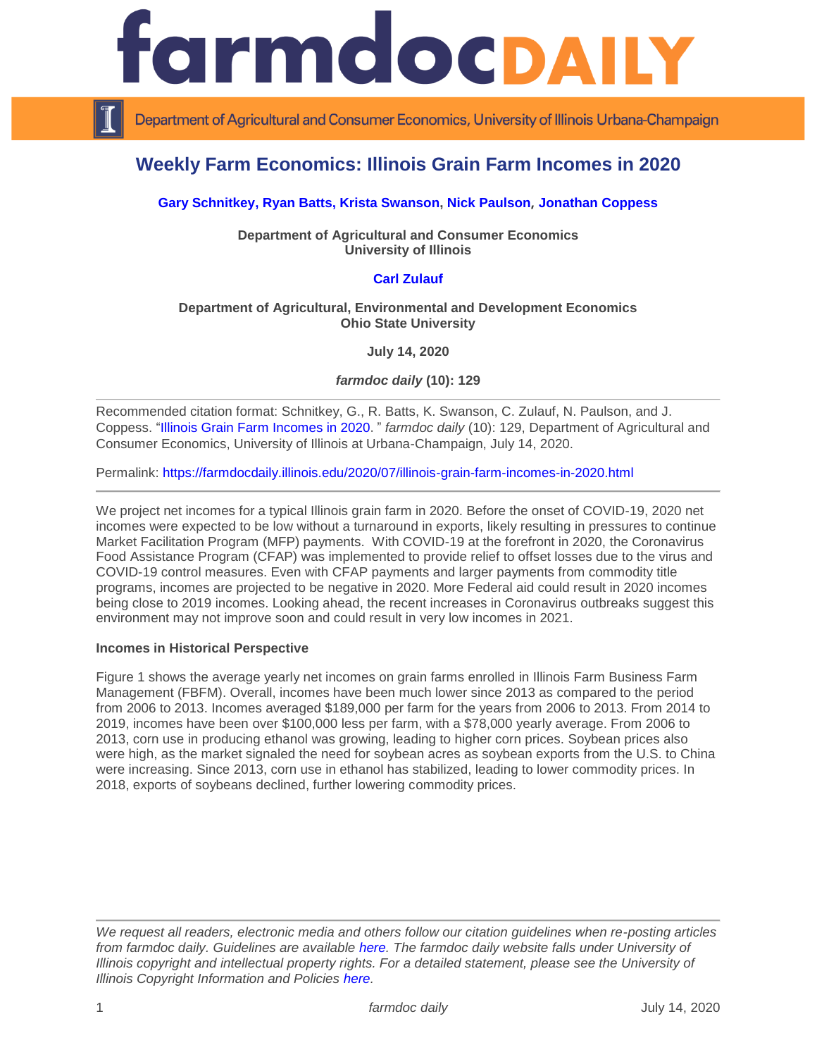# farmdoc DAILY

Department of Agricultural and Consumer Economics, University of Illinois Urbana-Champaign

## Weekly Farm Economics: Illinois Grain Farm Incomes in 2020

**Gary Schnitkey, Ryan Batts, Krista Swanson, Nick Paulson, Jonathan Coppess**

**Department of Agricultural and Consumer Economics**
**University of Illinois**

**Carl Zulauf**

**Department of Agricultural, Environmental and Development Economics**
**Ohio State University**

**July 14, 2020**

***farmdoc daily* (10): 129**

---

Recommended citation format: Schnitkey, G., R. Batts, K. Swanson, C. Zulauf, N. Paulson, and J. Coppess. "Illinois Grain Farm Incomes in 2020. " *farmdoc daily* (10): 129, Department of Agricultural and Consumer Economics, University of Illinois at Urbana-Champaign, July 14, 2020.

Permalink: https://farmdocdaily.illinois.edu/2020/07/illinois-grain-farm-incomes-in-2020.html

---

We project net incomes for a typical Illinois grain farm in 2020. Before the onset of COVID-19, 2020 net incomes were expected to be low without a turnaround in exports, likely resulting in pressures to continue Market Facilitation Program (MFP) payments. With COVID-19 at the forefront in 2020, the Coronavirus Food Assistance Program (CFAP) was implemented to provide relief to offset losses due to the virus and COVID-19 control measures. Even with CFAP payments and larger payments from commodity title programs, incomes are projected to be negative in 2020. More Federal aid could result in 2020 incomes being close to 2019 incomes. Looking ahead, the recent increases in Coronavirus outbreaks suggest this environment may not improve soon and could result in very low incomes in 2021.

**Incomes in Historical Perspective**

Figure 1 shows the average yearly net incomes on grain farms enrolled in Illinois Farm Business Farm Management (FBFM). Overall, incomes have been much lower since 2013 as compared to the period from 2006 to 2013. Incomes averaged $189,000 per farm for the years from 2006 to 2013. From 2014 to 2019, incomes have been over $100,000 less per farm, with a $78,000 yearly average. From 2006 to 2013, corn use in producing ethanol was growing, leading to higher corn prices. Soybean prices also were high, as the market signaled the need for soybean acres as soybean exports from the U.S. to China were increasing. Since 2013, corn use in ethanol has stabilized, leading to lower commodity prices. In 2018, exports of soybeans declined, further lowering commodity prices.

---

*We request all readers, electronic media and others follow our citation guidelines when re-posting articles from farmdoc daily. Guidelines are available here. The farmdoc daily website falls under University of Illinois copyright and intellectual property rights. For a detailed statement, please see the University of Illinois Copyright Information and Policies here.*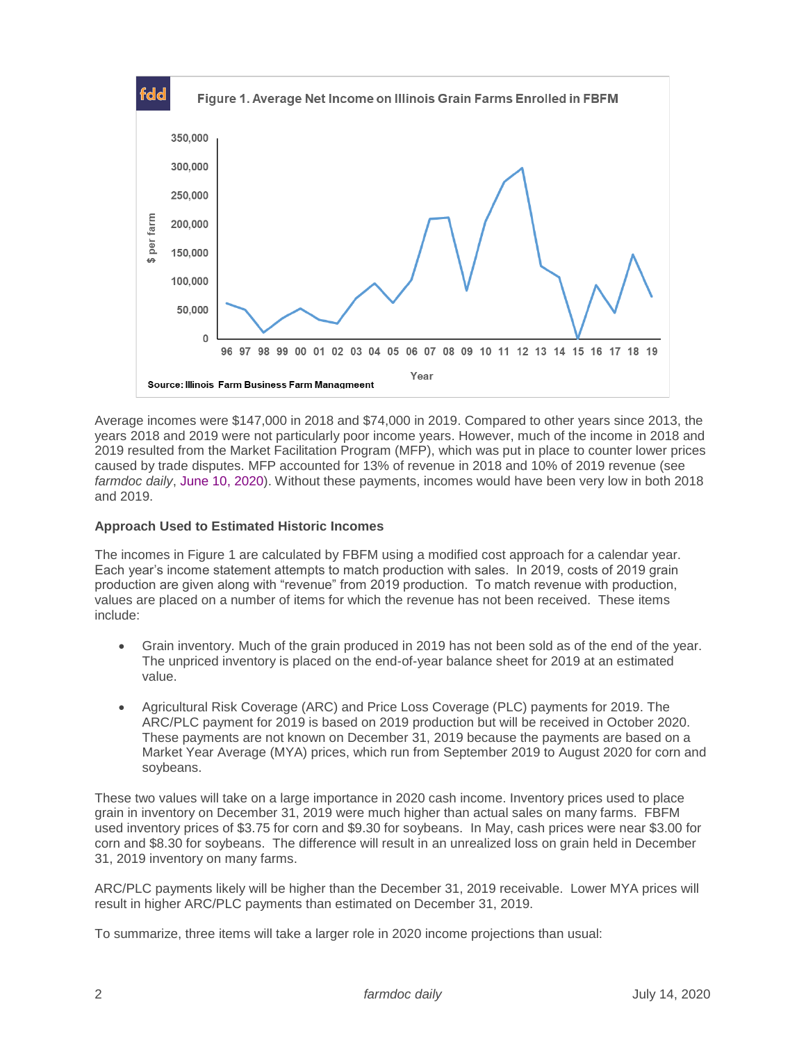Figure 1. Average Net Income on Illinois Grain Farms Enrolled in FBFM

Source: Illinois Farm Business Farm Management

Average incomes were $147,000 in 2018 and $74,000 in 2019. Compared to other years since 2013, the years 2018 and 2019 were not particularly poor income years. However, much of the income in 2018 and 2019 resulted from the Market Facilitation Program (MFP), which was put in place to counter lower prices caused by trade disputes. MFP accounted for 13% of revenue in 2018 and 10% of 2019 revenue (see *farmdoc daily*, June 10, 2020). Without these payments, incomes would have been very low in both 2018 and 2019.

**Approach Used to Estimated Historic Incomes**

The incomes in Figure 1 are calculated by FBFM using a modified cost approach for a calendar year. Each year's income statement attempts to match production with sales. In 2019, costs of 2019 grain production are given along with "revenue" from 2019 production. To match revenue with production, values are placed on a number of items for which the revenue has not been received. These items include:

- Grain inventory. Much of the grain produced in 2019 has not been sold as of the end of the year. The unpriced inventory is placed on the end-of-year balance sheet for 2019 at an estimated value.
- Agricultural Risk Coverage (ARC) and Price Loss Coverage (PLC) payments for 2019. The ARC/PLC payment for 2019 is based on 2019 production but will be received in October 2020. These payments are not known on December 31, 2019 because the payments are based on a Market Year Average (MYA) prices, which run from September 2019 to August 2020 for corn and soybeans.

These two values will take on a large importance in 2020 cash income. Inventory prices used to place grain in inventory on December 31, 2019 were much higher than actual sales on many farms. FBFM used inventory prices of $3.75 for corn and $9.30 for soybeans. In May, cash prices were near $3.00 for corn and $8.30 for soybeans. The difference will result in an unrealized loss on grain held in December 31, 2019 inventory on many farms.

ARC/PLC payments likely will be higher than the December 31, 2019 receivable. Lower MYA prices will result in higher ARC/PLC payments than estimated on December 31, 2019.

To summarize, three items will take a larger role in 2020 income projections than usual: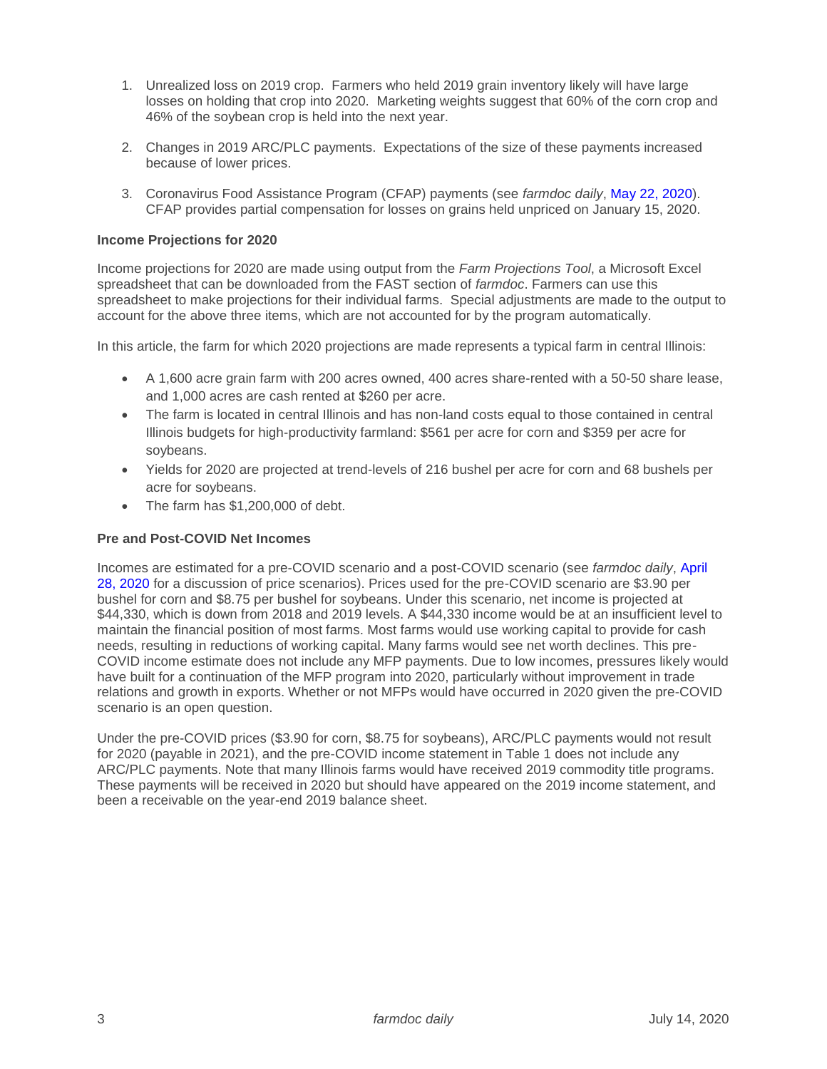1. Unrealized loss on 2019 crop. Farmers who held 2019 grain inventory likely will have large losses on holding that crop into 2020. Marketing weights suggest that 60% of the corn crop and 46% of the soybean crop is held into the next year.

2. Changes in 2019 ARC/PLC payments. Expectations of the size of these payments increased because of lower prices.

3. Coronavirus Food Assistance Program (CFAP) payments (see *farmdoc daily*, May 22, 2020). CFAP provides partial compensation for losses on grains held unpriced on January 15, 2020.

**Income Projections for 2020**

Income projections for 2020 are made using output from the *Farm Projections Tool*, a Microsoft Excel spreadsheet that can be downloaded from the FAST section of *farmdoc*. Farmers can use this spreadsheet to make projections for their individual farms. Special adjustments are made to the output to account for the above three items, which are not accounted for by the program automatically.

In this article, the farm for which 2020 projections are made represents a typical farm in central Illinois:

- A 1,600 acre grain farm with 200 acres owned, 400 acres share-rented with a 50-50 share lease, and 1,000 acres are cash rented at $260 per acre.
- The farm is located in central Illinois and has non-land costs equal to those contained in central Illinois budgets for high-productivity farmland: $561 per acre for corn and $359 per acre for soybeans.
- Yields for 2020 are projected at trend-levels of 216 bushel per acre for corn and 68 bushels per acre for soybeans.
- The farm has $1,200,000 of debt.

**Pre and Post-COVID Net Incomes**

Incomes are estimated for a pre-COVID scenario and a post-COVID scenario (see *farmdoc daily*, April 28, 2020 for a discussion of price scenarios). Prices used for the pre-COVID scenario are $3.90 per bushel for corn and $8.75 per bushel for soybeans. Under this scenario, net income is projected at $44,330, which is down from 2018 and 2019 levels. A $44,330 income would be at an insufficient level to maintain the financial position of most farms. Most farms would use working capital to provide for cash needs, resulting in reductions of working capital. Many farms would see net worth declines. This pre-COVID income estimate does not include any MFP payments. Due to low incomes, pressures likely would have built for a continuation of the MFP program into 2020, particularly without improvement in trade relations and growth in exports. Whether or not MFPs would have occurred in 2020 given the pre-COVID scenario is an open question.

Under the pre-COVID prices ($3.90 for corn, $8.75 for soybeans), ARC/PLC payments would not result for 2020 (payable in 2021), and the pre-COVID income statement in Table 1 does not include any ARC/PLC payments. Note that many Illinois farms would have received 2019 commodity title programs. These payments will be received in 2020 but should have appeared on the 2019 income statement, and been a receivable on the year-end 2019 balance sheet.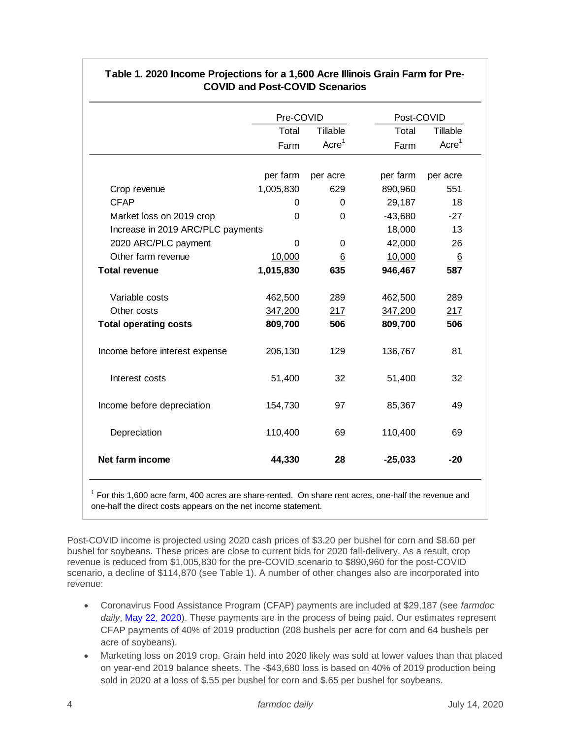**Table 1. 2020 Income Projections for a 1,600 Acre Illinois Grain Farm for Pre-COVID and Post-COVID Scenarios**

| | Pre-COVID | | Post-COVID | |
|---|---|---|---|---|
| | Total Farm | Tillable Acre[1] | Total Farm | Tillable Acre[1] |
| | per farm | per acre | per farm | per acre |
| Crop revenue | 1,005,830 | 629 | 890,960 | 551 |
| CFAP | 0 | 0 | 29,187 | 18 |
| Market loss on 2019 crop | 0 | 0 | -43,680 | -27 |
| Increase in 2019 ARC/PLC payments | | | 18,000 | 13 |
| 2020 ARC/PLC payment | 0 | 0 | 42,000 | 26 |
| Other farm revenue | 10,000 | 6 | 10,000 | 6 |
| **Total revenue** | **1,015,830** | **635** | **946,467** | **587** |
| Variable costs | 462,500 | 289 | 462,500 | 289 |
| Other costs | 347,200 | 217 | 347,200 | 217 |
| **Total operating costs** | **809,700** | **506** | **809,700** | **506** |
| Income before interest expense | 206,130 | 129 | 136,767 | 81 |
| Interest costs | 51,400 | 32 | 51,400 | 32 |
| Income before depreciation | 154,730 | 97 | 85,367 | 49 |
| Depreciation | 110,400 | 69 | 110,400 | 69 |
| **Net farm income** | **44,330** | **28** | **-25,033** | **-20** |

[1] For this 1,600 acre farm, 400 acres are share-rented. On share rent acres, one-half the revenue and one-half the direct costs appears on the net income statement.

Post-COVID income is projected using 2020 cash prices of $3.20 per bushel for corn and $8.60 per bushel for soybeans. These prices are close to current bids for 2020 fall-delivery. As a result, crop revenue is reduced from $1,005,830 for the pre-COVID scenario to $890,960 for the post-COVID scenario, a decline of $114,870 (see Table 1). A number of other changes also are incorporated into revenue:

- Coronavirus Food Assistance Program (CFAP) payments are included at $29,187 (see *farmdoc daily*, May 22, 2020). These payments are in the process of being paid. Our estimates represent CFAP payments of 40% of 2019 production (208 bushels per acre for corn and 64 bushels per acre of soybeans).
- Marketing loss on 2019 crop. Grain held into 2020 likely was sold at lower values than that placed on year-end 2019 balance sheets. The -$43,680 loss is based on 40% of 2019 production being sold in 2020 at a loss of $.55 per bushel for corn and $.65 per bushel for soybeans.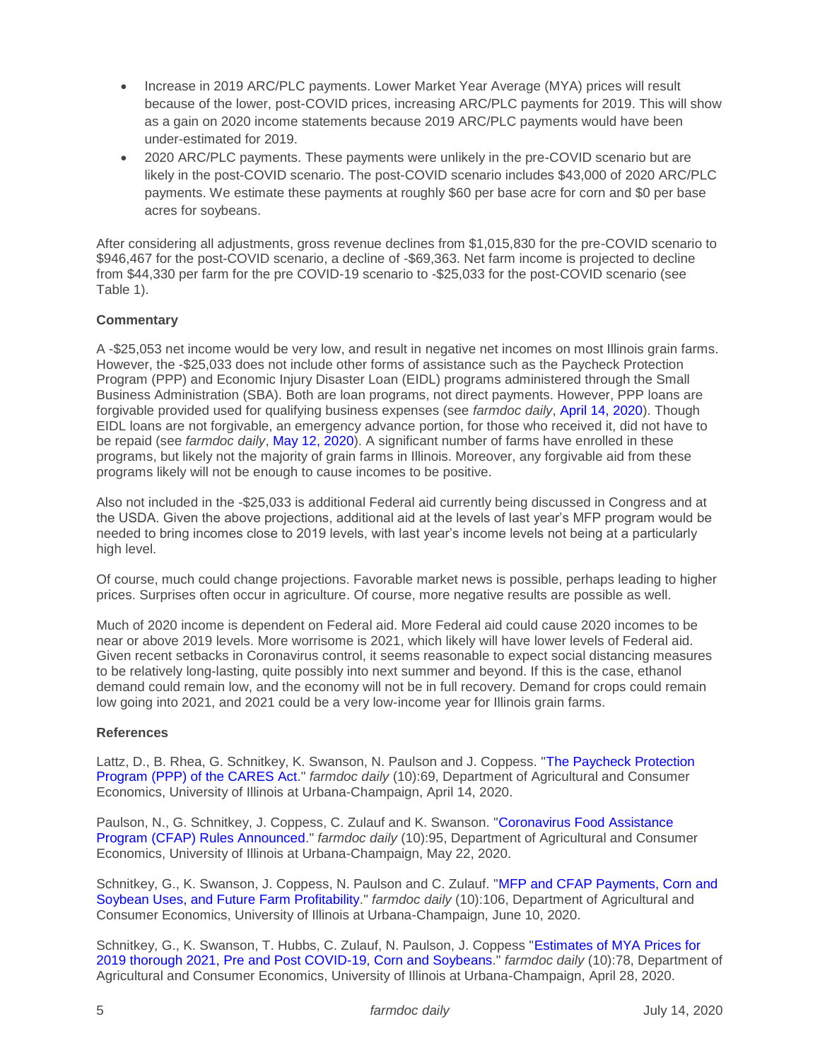- Increase in 2019 ARC/PLC payments. Lower Market Year Average (MYA) prices will result because of the lower, post-COVID prices, increasing ARC/PLC payments for 2019. This will show as a gain on 2020 income statements because 2019 ARC/PLC payments would have been under-estimated for 2019.
- 2020 ARC/PLC payments. These payments were unlikely in the pre-COVID scenario but are likely in the post-COVID scenario. The post-COVID scenario includes $43,000 of 2020 ARC/PLC payments. We estimate these payments at roughly $60 per base acre for corn and $0 per base acres for soybeans.

After considering all adjustments, gross revenue declines from $1,015,830 for the pre-COVID scenario to $946,467 for the post-COVID scenario, a decline of -$69,363. Net farm income is projected to decline from $44,330 per farm for the pre COVID-19 scenario to -$25,033 for the post-COVID scenario (see Table 1).

### Commentary

A -$25,053 net income would be very low, and result in negative net incomes on most Illinois grain farms. However, the -$25,033 does not include other forms of assistance such as the Paycheck Protection Program (PPP) and Economic Injury Disaster Loan (EIDL) programs administered through the Small Business Administration (SBA). Both are loan programs, not direct payments. However, PPP loans are forgivable provided used for qualifying business expenses (see *farmdoc daily*, April 14, 2020). Though EIDL loans are not forgivable, an emergency advance portion, for those who received it, did not have to be repaid (see *farmdoc daily*, May 12, 2020). A significant number of farms have enrolled in these programs, but likely not the majority of grain farms in Illinois. Moreover, any forgivable aid from these programs likely will not be enough to cause incomes to be positive.

Also not included in the -$25,033 is additional Federal aid currently being discussed in Congress and at the USDA. Given the above projections, additional aid at the levels of last year's MFP program would be needed to bring incomes close to 2019 levels, with last year's income levels not being at a particularly high level.

Of course, much could change projections. Favorable market news is possible, perhaps leading to higher prices. Surprises often occur in agriculture. Of course, more negative results are possible as well.

Much of 2020 income is dependent on Federal aid. More Federal aid could cause 2020 incomes to be near or above 2019 levels. More worrisome is 2021, which likely will have lower levels of Federal aid. Given recent setbacks in Coronavirus control, it seems reasonable to expect social distancing measures to be relatively long-lasting, quite possibly into next summer and beyond. If this is the case, ethanol demand could remain low, and the economy will not be in full recovery. Demand for crops could remain low going into 2021, and 2021 could be a very low-income year for Illinois grain farms.

### References

Lattz, D., B. Rhea, G. Schnitkey, K. Swanson, N. Paulson and J. Coppess. "The Paycheck Protection Program (PPP) of the CARES Act." *farmdoc daily* (10):69, Department of Agricultural and Consumer Economics, University of Illinois at Urbana-Champaign, April 14, 2020.

Paulson, N., G. Schnitkey, J. Coppess, C. Zulauf and K. Swanson. "Coronavirus Food Assistance Program (CFAP) Rules Announced." *farmdoc daily* (10):95, Department of Agricultural and Consumer Economics, University of Illinois at Urbana-Champaign, May 22, 2020.

Schnitkey, G., K. Swanson, J. Coppess, N. Paulson and C. Zulauf. "MFP and CFAP Payments, Corn and Soybean Uses, and Future Farm Profitability." *farmdoc daily* (10):106, Department of Agricultural and Consumer Economics, University of Illinois at Urbana-Champaign, June 10, 2020.

Schnitkey, G., K. Swanson, T. Hubbs, C. Zulauf, N. Paulson, J. Coppess "Estimates of MYA Prices for 2019 thorough 2021, Pre and Post COVID-19, Corn and Soybeans." *farmdoc daily* (10):78, Department of Agricultural and Consumer Economics, University of Illinois at Urbana-Champaign, April 28, 2020.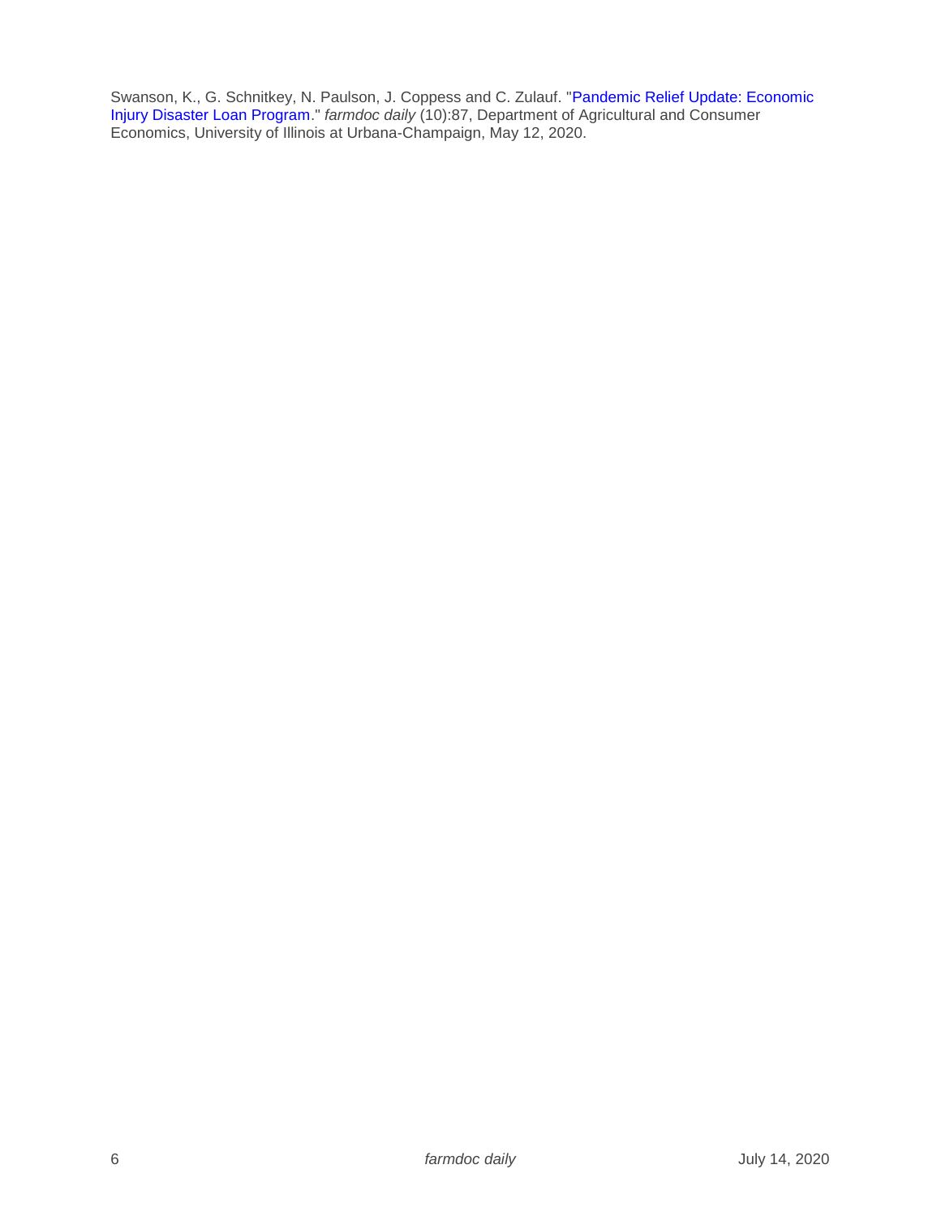Swanson, K., G. Schnitkey, N. Paulson, J. Coppess and C. Zulauf. "Pandemic Relief Update: Economic Injury Disaster Loan Program." *farmdoc daily* (10):87, Department of Agricultural and Consumer Economics, University of Illinois at Urbana-Champaign, May 12, 2020.